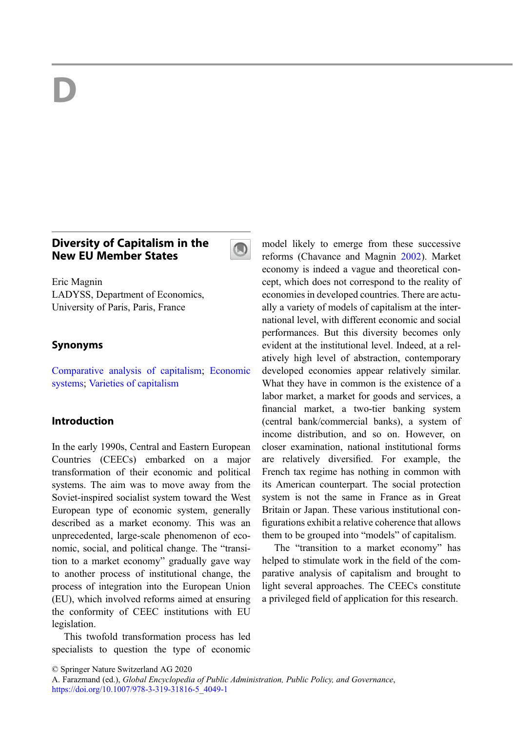# D

## Diversity of Capitalism in the New EU Member States

Eric Magnin
LADYSS, Department of Economics, University of Paris, Paris, France

### Synonyms

Comparative analysis of capitalism; Economic systems; Varieties of capitalism

### Introduction

In the early 1990s, Central and Eastern European Countries (CEECs) embarked on a major transformation of their economic and political systems. The aim was to move away from the Soviet-inspired socialist system toward the West European type of economic system, generally described as a market economy. This was an unprecedented, large-scale phenomenon of economic, social, and political change. The "transition to a market economy" gradually gave way to another process of institutional change, the process of integration into the European Union (EU), which involved reforms aimed at ensuring the conformity of CEEC institutions with EU legislation.

This twofold transformation process has led specialists to question the type of economic model likely to emerge from these successive reforms (Chavance and Magnin 2002). Market economy is indeed a vague and theoretical concept, which does not correspond to the reality of economies in developed countries. There are actually a variety of models of capitalism at the international level, with different economic and social performances. But this diversity becomes only evident at the institutional level. Indeed, at a relatively high level of abstraction, contemporary developed economies appear relatively similar. What they have in common is the existence of a labor market, a market for goods and services, a financial market, a two-tier banking system (central bank/commercial banks), a system of income distribution, and so on. However, on closer examination, national institutional forms are relatively diversified. For example, the French tax regime has nothing in common with its American counterpart. The social protection system is not the same in France as in Great Britain or Japan. These various institutional configurations exhibit a relative coherence that allows them to be grouped into "models" of capitalism.

The "transition to a market economy" has helped to stimulate work in the field of the comparative analysis of capitalism and brought to light several approaches. The CEECs constitute a privileged field of application for this research.

© Springer Nature Switzerland AG 2020
A. Farazmand (ed.), *Global Encyclopedia of Public Administration, Public Policy, and Governance*,
https://doi.org/10.1007/978-3-319-31816-5_4049-1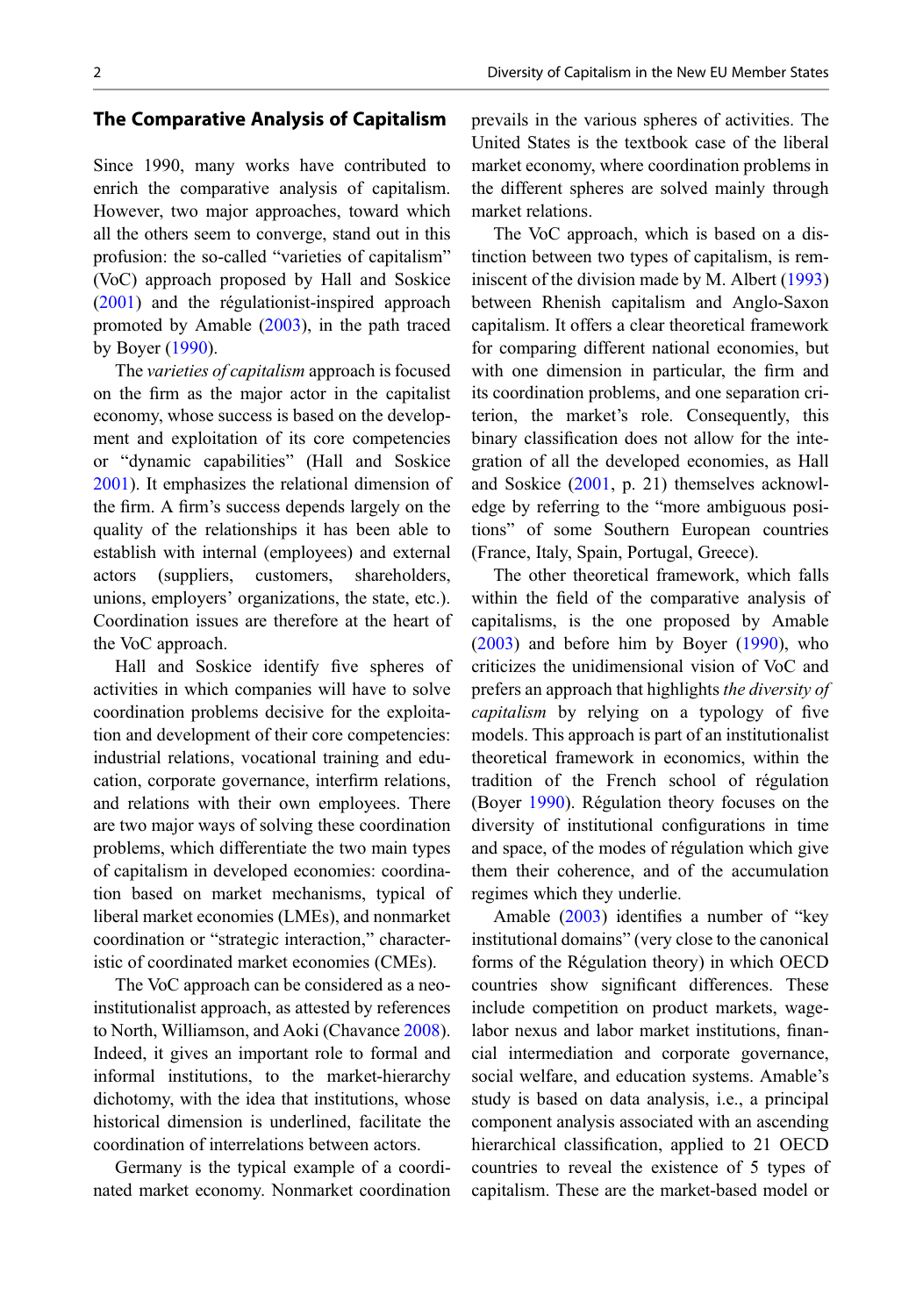## The Comparative Analysis of Capitalism

Since 1990, many works have contributed to enrich the comparative analysis of capitalism. However, two major approaches, toward which all the others seem to converge, stand out in this profusion: the so-called "varieties of capitalism" (VoC) approach proposed by Hall and Soskice (2001) and the régulationist-inspired approach promoted by Amable (2003), in the path traced by Boyer (1990).

The *varieties of capitalism* approach is focused on the firm as the major actor in the capitalist economy, whose success is based on the development and exploitation of its core competencies or "dynamic capabilities" (Hall and Soskice 2001). It emphasizes the relational dimension of the firm. A firm's success depends largely on the quality of the relationships it has been able to establish with internal (employees) and external actors (suppliers, customers, shareholders, unions, employers' organizations, the state, etc.). Coordination issues are therefore at the heart of the VoC approach.

Hall and Soskice identify five spheres of activities in which companies will have to solve coordination problems decisive for the exploitation and development of their core competencies: industrial relations, vocational training and education, corporate governance, interfirm relations, and relations with their own employees. There are two major ways of solving these coordination problems, which differentiate the two main types of capitalism in developed economies: coordination based on market mechanisms, typical of liberal market economies (LMEs), and nonmarket coordination or "strategic interaction," characteristic of coordinated market economies (CMEs).

The VoC approach can be considered as a neo-institutionalist approach, as attested by references to North, Williamson, and Aoki (Chavance 2008). Indeed, it gives an important role to formal and informal institutions, to the market-hierarchy dichotomy, with the idea that institutions, whose historical dimension is underlined, facilitate the coordination of interrelations between actors.

Germany is the typical example of a coordinated market economy. Nonmarket coordination prevails in the various spheres of activities. The United States is the textbook case of the liberal market economy, where coordination problems in the different spheres are solved mainly through market relations.

The VoC approach, which is based on a distinction between two types of capitalism, is reminiscent of the division made by M. Albert (1993) between Rhenish capitalism and Anglo-Saxon capitalism. It offers a clear theoretical framework for comparing different national economies, but with one dimension in particular, the firm and its coordination problems, and one separation criterion, the market's role. Consequently, this binary classification does not allow for the integration of all the developed economies, as Hall and Soskice (2001, p. 21) themselves acknowledge by referring to the "more ambiguous positions" of some Southern European countries (France, Italy, Spain, Portugal, Greece).

The other theoretical framework, which falls within the field of the comparative analysis of capitalisms, is the one proposed by Amable (2003) and before him by Boyer (1990), who criticizes the unidimensional vision of VoC and prefers an approach that highlights *the diversity of capitalism* by relying on a typology of five models. This approach is part of an institutionalist theoretical framework in economics, within the tradition of the French school of régulation (Boyer 1990). Régulation theory focuses on the diversity of institutional configurations in time and space, of the modes of régulation which give them their coherence, and of the accumulation regimes which they underlie.

Amable (2003) identifies a number of "key institutional domains" (very close to the canonical forms of the Régulation theory) in which OECD countries show significant differences. These include competition on product markets, wage-labor nexus and labor market institutions, financial intermediation and corporate governance, social welfare, and education systems. Amable's study is based on data analysis, i.e., a principal component analysis associated with an ascending hierarchical classification, applied to 21 OECD countries to reveal the existence of 5 types of capitalism. These are the market-based model or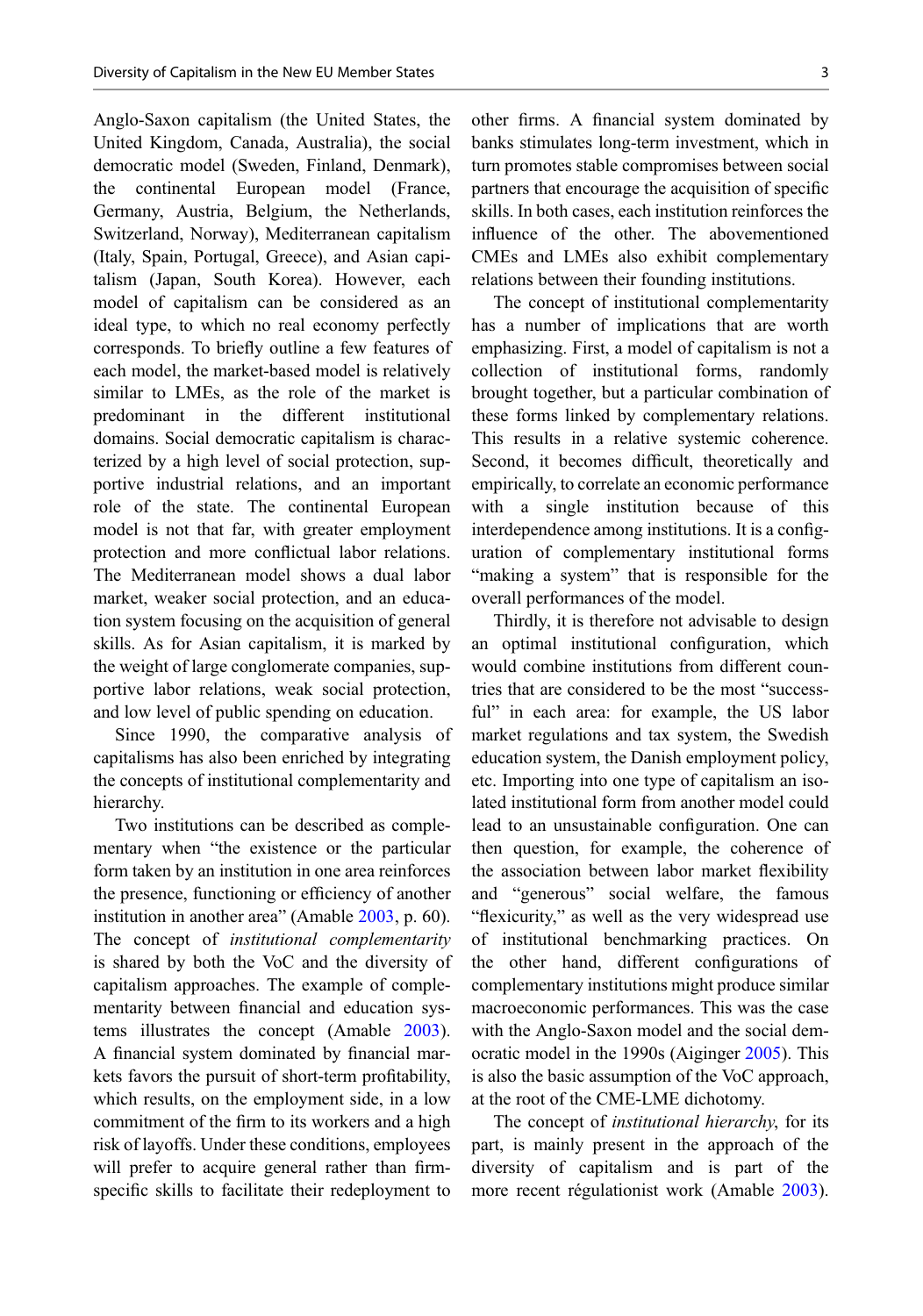Anglo-Saxon capitalism (the United States, the United Kingdom, Canada, Australia), the social democratic model (Sweden, Finland, Denmark), the continental European model (France, Germany, Austria, Belgium, the Netherlands, Switzerland, Norway), Mediterranean capitalism (Italy, Spain, Portugal, Greece), and Asian capitalism (Japan, South Korea). However, each model of capitalism can be considered as an ideal type, to which no real economy perfectly corresponds. To briefly outline a few features of each model, the market-based model is relatively similar to LMEs, as the role of the market is predominant in the different institutional domains. Social democratic capitalism is characterized by a high level of social protection, supportive industrial relations, and an important role of the state. The continental European model is not that far, with greater employment protection and more conflictual labor relations. The Mediterranean model shows a dual labor market, weaker social protection, and an education system focusing on the acquisition of general skills. As for Asian capitalism, it is marked by the weight of large conglomerate companies, supportive labor relations, weak social protection, and low level of public spending on education.

Since 1990, the comparative analysis of capitalisms has also been enriched by integrating the concepts of institutional complementarity and hierarchy.

Two institutions can be described as complementary when "the existence or the particular form taken by an institution in one area reinforces the presence, functioning or efficiency of another institution in another area" (Amable 2003, p. 60). The concept of *institutional complementarity* is shared by both the VoC and the diversity of capitalism approaches. The example of complementarity between financial and education systems illustrates the concept (Amable 2003). A financial system dominated by financial markets favors the pursuit of short-term profitability, which results, on the employment side, in a low commitment of the firm to its workers and a high risk of layoffs. Under these conditions, employees will prefer to acquire general rather than firm-specific skills to facilitate their redeployment to other firms. A financial system dominated by banks stimulates long-term investment, which in turn promotes stable compromises between social partners that encourage the acquisition of specific skills. In both cases, each institution reinforces the influence of the other. The abovementioned CMEs and LMEs also exhibit complementary relations between their founding institutions.

The concept of institutional complementarity has a number of implications that are worth emphasizing. First, a model of capitalism is not a collection of institutional forms, randomly brought together, but a particular combination of these forms linked by complementary relations. This results in a relative systemic coherence. Second, it becomes difficult, theoretically and empirically, to correlate an economic performance with a single institution because of this interdependence among institutions. It is a configuration of complementary institutional forms "making a system" that is responsible for the overall performances of the model.

Thirdly, it is therefore not advisable to design an optimal institutional configuration, which would combine institutions from different countries that are considered to be the most "successful" in each area: for example, the US labor market regulations and tax system, the Swedish education system, the Danish employment policy, etc. Importing into one type of capitalism an isolated institutional form from another model could lead to an unsustainable configuration. One can then question, for example, the coherence of the association between labor market flexibility and "generous" social welfare, the famous "flexicurity," as well as the very widespread use of institutional benchmarking practices. On the other hand, different configurations of complementary institutions might produce similar macroeconomic performances. This was the case with the Anglo-Saxon model and the social democratic model in the 1990s (Aiginger 2005). This is also the basic assumption of the VoC approach, at the root of the CME-LME dichotomy.

The concept of *institutional hierarchy*, for its part, is mainly present in the approach of the diversity of capitalism and is part of the more recent régulationist work (Amable 2003).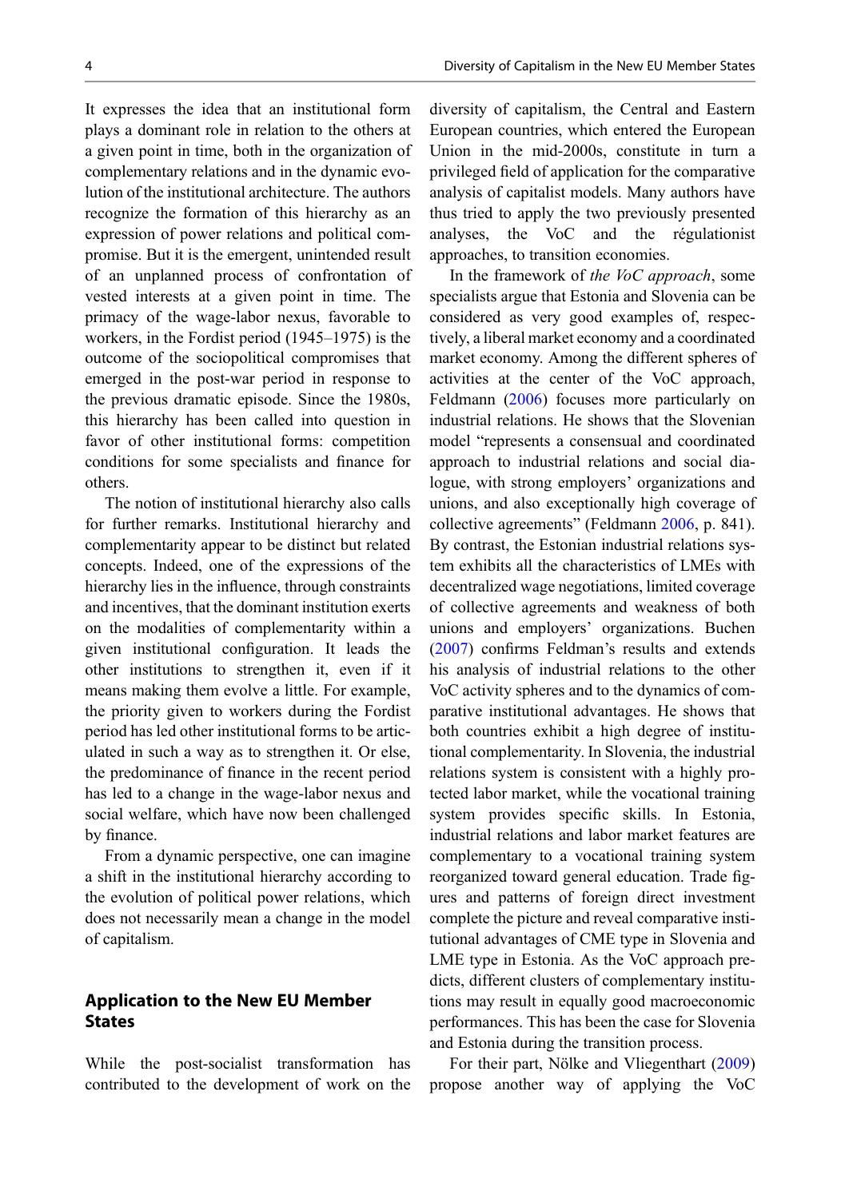It expresses the idea that an institutional form plays a dominant role in relation to the others at a given point in time, both in the organization of complementary relations and in the dynamic evolution of the institutional architecture. The authors recognize the formation of this hierarchy as an expression of power relations and political compromise. But it is the emergent, unintended result of an unplanned process of confrontation of vested interests at a given point in time. The primacy of the wage-labor nexus, favorable to workers, in the Fordist period (1945–1975) is the outcome of the sociopolitical compromises that emerged in the post-war period in response to the previous dramatic episode. Since the 1980s, this hierarchy has been called into question in favor of other institutional forms: competition conditions for some specialists and finance for others.

The notion of institutional hierarchy also calls for further remarks. Institutional hierarchy and complementarity appear to be distinct but related concepts. Indeed, one of the expressions of the hierarchy lies in the influence, through constraints and incentives, that the dominant institution exerts on the modalities of complementarity within a given institutional configuration. It leads the other institutions to strengthen it, even if it means making them evolve a little. For example, the priority given to workers during the Fordist period has led other institutional forms to be articulated in such a way as to strengthen it. Or else, the predominance of finance in the recent period has led to a change in the wage-labor nexus and social welfare, which have now been challenged by finance.

From a dynamic perspective, one can imagine a shift in the institutional hierarchy according to the evolution of political power relations, which does not necessarily mean a change in the model of capitalism.

## Application to the New EU Member States

While the post-socialist transformation has contributed to the development of work on the diversity of capitalism, the Central and Eastern European countries, which entered the European Union in the mid-2000s, constitute in turn a privileged field of application for the comparative analysis of capitalist models. Many authors have thus tried to apply the two previously presented analyses, the VoC and the régulationist approaches, to transition economies.

In the framework of *the VoC approach*, some specialists argue that Estonia and Slovenia can be considered as very good examples of, respectively, a liberal market economy and a coordinated market economy. Among the different spheres of activities at the center of the VoC approach, Feldmann (2006) focuses more particularly on industrial relations. He shows that the Slovenian model "represents a consensual and coordinated approach to industrial relations and social dialogue, with strong employers' organizations and unions, and also exceptionally high coverage of collective agreements" (Feldmann 2006, p. 841). By contrast, the Estonian industrial relations system exhibits all the characteristics of LMEs with decentralized wage negotiations, limited coverage of collective agreements and weakness of both unions and employers' organizations. Buchen (2007) confirms Feldman's results and extends his analysis of industrial relations to the other VoC activity spheres and to the dynamics of comparative institutional advantages. He shows that both countries exhibit a high degree of institutional complementarity. In Slovenia, the industrial relations system is consistent with a highly protected labor market, while the vocational training system provides specific skills. In Estonia, industrial relations and labor market features are complementary to a vocational training system reorganized toward general education. Trade figures and patterns of foreign direct investment complete the picture and reveal comparative institutional advantages of CME type in Slovenia and LME type in Estonia. As the VoC approach predicts, different clusters of complementary institutions may result in equally good macroeconomic performances. This has been the case for Slovenia and Estonia during the transition process.

For their part, Nölke and Vliegenthart (2009) propose another way of applying the VoC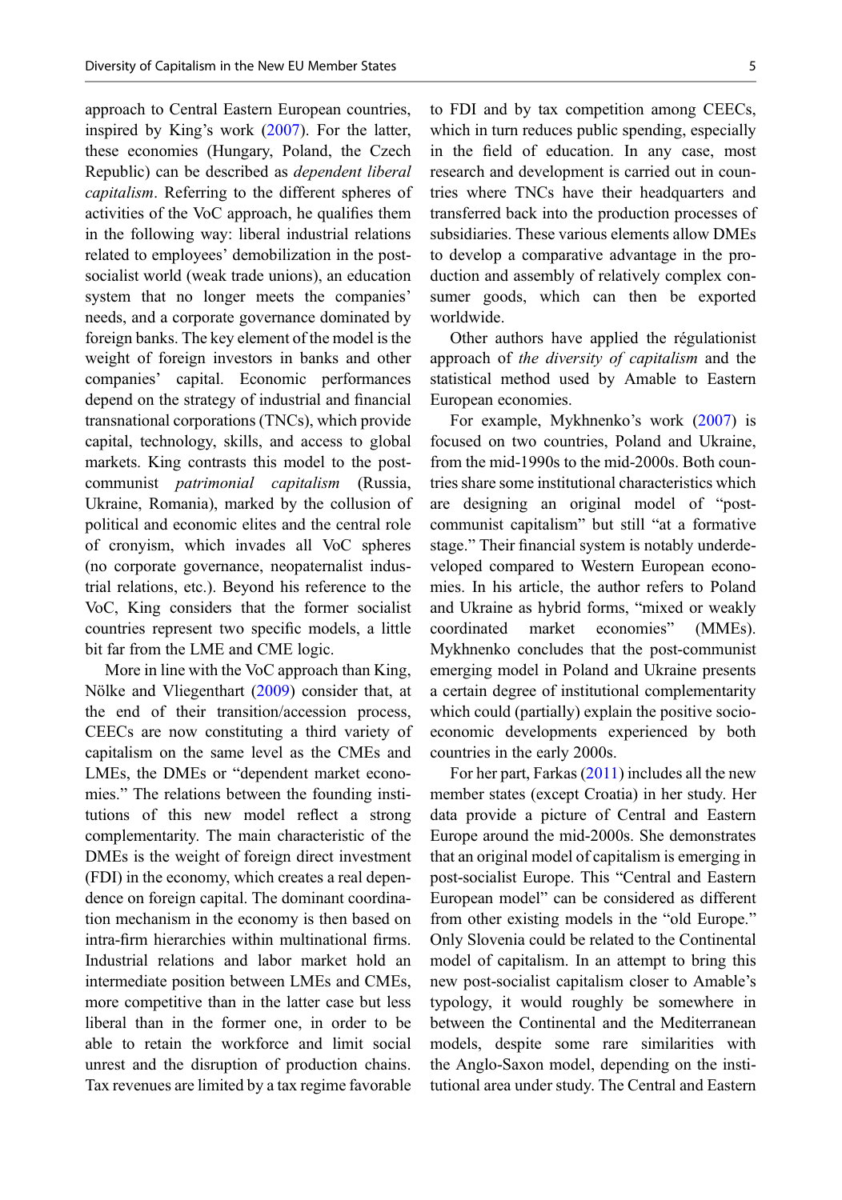approach to Central Eastern European countries, inspired by King's work (2007). For the latter, these economies (Hungary, Poland, the Czech Republic) can be described as *dependent liberal capitalism*. Referring to the different spheres of activities of the VoC approach, he qualifies them in the following way: liberal industrial relations related to employees' demobilization in the post-socialist world (weak trade unions), an education system that no longer meets the companies' needs, and a corporate governance dominated by foreign banks. The key element of the model is the weight of foreign investors in banks and other companies' capital. Economic performances depend on the strategy of industrial and financial transnational corporations (TNCs), which provide capital, technology, skills, and access to global markets. King contrasts this model to the post-communist *patrimonial capitalism* (Russia, Ukraine, Romania), marked by the collusion of political and economic elites and the central role of cronyism, which invades all VoC spheres (no corporate governance, neopaternalist industrial relations, etc.). Beyond his reference to the VoC, King considers that the former socialist countries represent two specific models, a little bit far from the LME and CME logic.

More in line with the VoC approach than King, Nölke and Vliegenthart (2009) consider that, at the end of their transition/accession process, CEECs are now constituting a third variety of capitalism on the same level as the CMEs and LMEs, the DMEs or "dependent market economies." The relations between the founding institutions of this new model reflect a strong complementarity. The main characteristic of the DMEs is the weight of foreign direct investment (FDI) in the economy, which creates a real dependence on foreign capital. The dominant coordination mechanism in the economy is then based on intra-firm hierarchies within multinational firms. Industrial relations and labor market hold an intermediate position between LMEs and CMEs, more competitive than in the latter case but less liberal than in the former one, in order to be able to retain the workforce and limit social unrest and the disruption of production chains. Tax revenues are limited by a tax regime favorable to FDI and by tax competition among CEECs, which in turn reduces public spending, especially in the field of education. In any case, most research and development is carried out in countries where TNCs have their headquarters and transferred back into the production processes of subsidiaries. These various elements allow DMEs to develop a comparative advantage in the production and assembly of relatively complex consumer goods, which can then be exported worldwide.

Other authors have applied the régulationist approach of *the diversity of capitalism* and the statistical method used by Amable to Eastern European economies.

For example, Mykhnenko's work (2007) is focused on two countries, Poland and Ukraine, from the mid-1990s to the mid-2000s. Both countries share some institutional characteristics which are designing an original model of "post-communist capitalism" but still "at a formative stage." Their financial system is notably underdeveloped compared to Western European economies. In his article, the author refers to Poland and Ukraine as hybrid forms, "mixed or weakly coordinated market economies" (MMEs). Mykhnenko concludes that the post-communist emerging model in Poland and Ukraine presents a certain degree of institutional complementarity which could (partially) explain the positive socio-economic developments experienced by both countries in the early 2000s.

For her part, Farkas (2011) includes all the new member states (except Croatia) in her study. Her data provide a picture of Central and Eastern Europe around the mid-2000s. She demonstrates that an original model of capitalism is emerging in post-socialist Europe. This "Central and Eastern European model" can be considered as different from other existing models in the "old Europe." Only Slovenia could be related to the Continental model of capitalism. In an attempt to bring this new post-socialist capitalism closer to Amable's typology, it would roughly be somewhere in between the Continental and the Mediterranean models, despite some rare similarities with the Anglo-Saxon model, depending on the institutional area under study. The Central and Eastern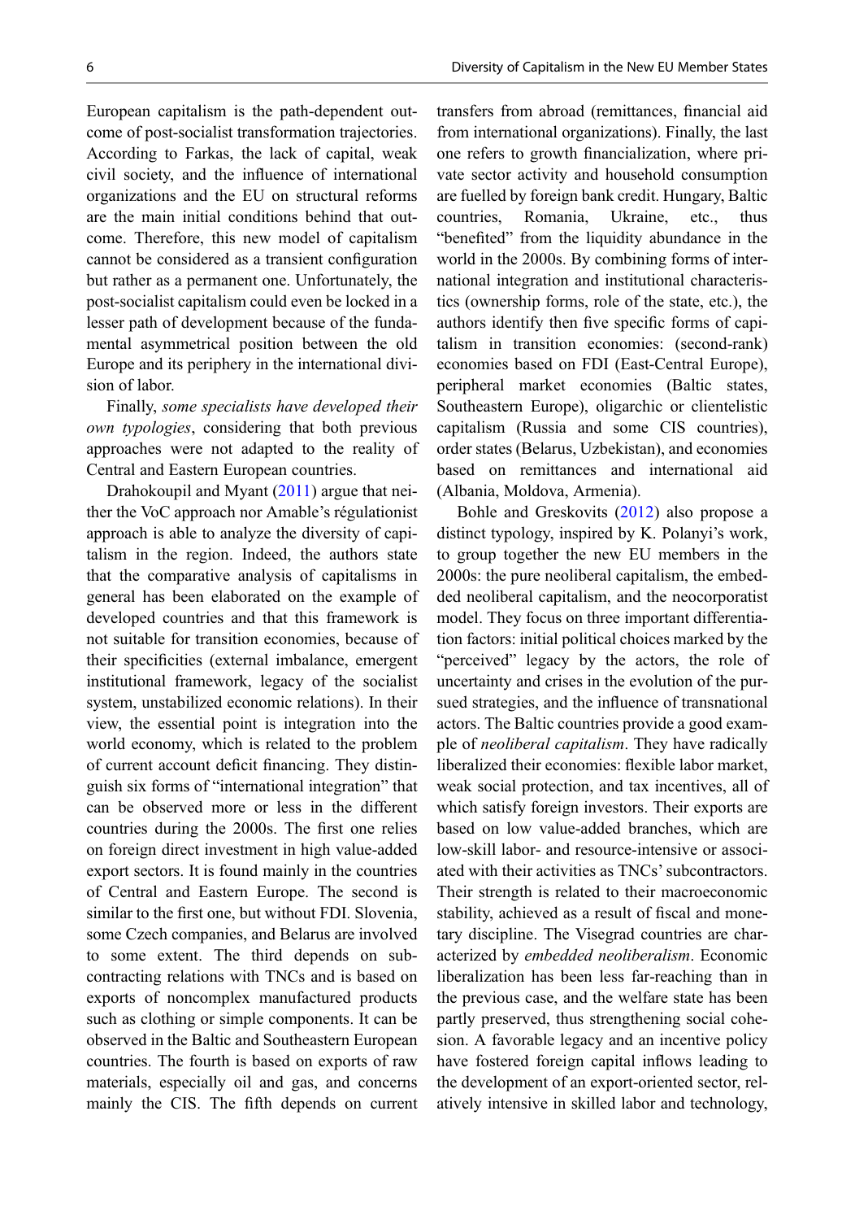European capitalism is the path-dependent outcome of post-socialist transformation trajectories. According to Farkas, the lack of capital, weak civil society, and the influence of international organizations and the EU on structural reforms are the main initial conditions behind that outcome. Therefore, this new model of capitalism cannot be considered as a transient configuration but rather as a permanent one. Unfortunately, the post-socialist capitalism could even be locked in a lesser path of development because of the fundamental asymmetrical position between the old Europe and its periphery in the international division of labor.

Finally, *some specialists have developed their own typologies*, considering that both previous approaches were not adapted to the reality of Central and Eastern European countries.

Drahokoupil and Myant (2011) argue that neither the VoC approach nor Amable's régulationist approach is able to analyze the diversity of capitalism in the region. Indeed, the authors state that the comparative analysis of capitalisms in general has been elaborated on the example of developed countries and that this framework is not suitable for transition economies, because of their specificities (external imbalance, emergent institutional framework, legacy of the socialist system, unstabilized economic relations). In their view, the essential point is integration into the world economy, which is related to the problem of current account deficit financing. They distinguish six forms of "international integration" that can be observed more or less in the different countries during the 2000s. The first one relies on foreign direct investment in high value-added export sectors. It is found mainly in the countries of Central and Eastern Europe. The second is similar to the first one, but without FDI. Slovenia, some Czech companies, and Belarus are involved to some extent. The third depends on subcontracting relations with TNCs and is based on exports of noncomplex manufactured products such as clothing or simple components. It can be observed in the Baltic and Southeastern European countries. The fourth is based on exports of raw materials, especially oil and gas, and concerns mainly the CIS. The fifth depends on current transfers from abroad (remittances, financial aid from international organizations). Finally, the last one refers to growth financialization, where private sector activity and household consumption are fuelled by foreign bank credit. Hungary, Baltic countries, Romania, Ukraine, etc., thus "benefited" from the liquidity abundance in the world in the 2000s. By combining forms of international integration and institutional characteristics (ownership forms, role of the state, etc.), the authors identify then five specific forms of capitalism in transition economies: (second-rank) economies based on FDI (East-Central Europe), peripheral market economies (Baltic states, Southeastern Europe), oligarchic or clientelistic capitalism (Russia and some CIS countries), order states (Belarus, Uzbekistan), and economies based on remittances and international aid (Albania, Moldova, Armenia).

Bohle and Greskovits (2012) also propose a distinct typology, inspired by K. Polanyi's work, to group together the new EU members in the 2000s: the pure neoliberal capitalism, the embedded neoliberal capitalism, and the neocorporatist model. They focus on three important differentiation factors: initial political choices marked by the "perceived" legacy by the actors, the role of uncertainty and crises in the evolution of the pursued strategies, and the influence of transnational actors. The Baltic countries provide a good example of *neoliberal capitalism*. They have radically liberalized their economies: flexible labor market, weak social protection, and tax incentives, all of which satisfy foreign investors. Their exports are based on low value-added branches, which are low-skill labor- and resource-intensive or associated with their activities as TNCs' subcontractors. Their strength is related to their macroeconomic stability, achieved as a result of fiscal and monetary discipline. The Visegrad countries are characterized by *embedded neoliberalism*. Economic liberalization has been less far-reaching than in the previous case, and the welfare state has been partly preserved, thus strengthening social cohesion. A favorable legacy and an incentive policy have fostered foreign capital inflows leading to the development of an export-oriented sector, relatively intensive in skilled labor and technology,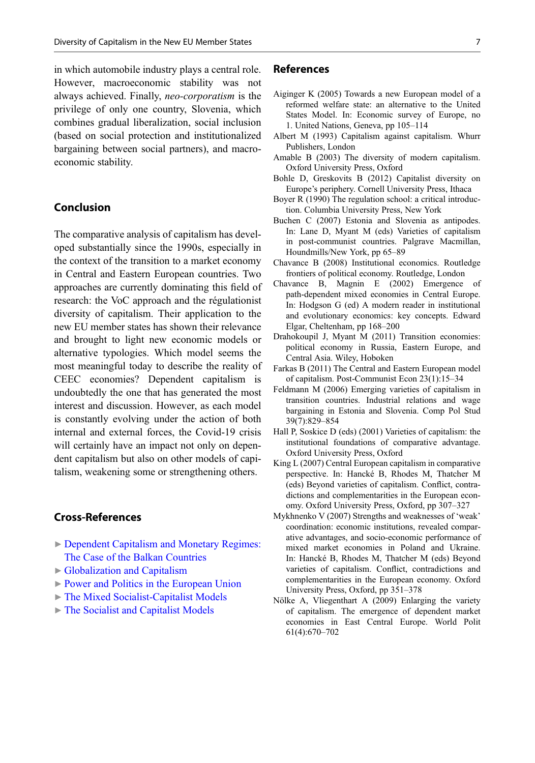in which automobile industry plays a central role. However, macroeconomic stability was not always achieved. Finally, *neo-corporatism* is the privilege of only one country, Slovenia, which combines gradual liberalization, social inclusion (based on social protection and institutionalized bargaining between social partners), and macroeconomic stability.

## Conclusion

The comparative analysis of capitalism has developed substantially since the 1990s, especially in the context of the transition to a market economy in Central and Eastern European countries. Two approaches are currently dominating this field of research: the VoC approach and the régulationist diversity of capitalism. Their application to the new EU member states has shown their relevance and brought to light new economic models or alternative typologies. Which model seems the most meaningful today to describe the reality of CEEC economies? Dependent capitalism is undoubtedly the one that has generated the most interest and discussion. However, as each model is constantly evolving under the action of both internal and external forces, the Covid-19 crisis will certainly have an impact not only on dependent capitalism but also on other models of capitalism, weakening some or strengthening others.

## Cross-References

- Dependent Capitalism and Monetary Regimes: The Case of the Balkan Countries
- Globalization and Capitalism
- Power and Politics in the European Union
- The Mixed Socialist-Capitalist Models
- The Socialist and Capitalist Models

## References

Aiginger K (2005) Towards a new European model of a reformed welfare state: an alternative to the United States Model. In: Economic survey of Europe, no 1. United Nations, Geneva, pp 105–114

Albert M (1993) Capitalism against capitalism. Whurr Publishers, London

Amable B (2003) The diversity of modern capitalism. Oxford University Press, Oxford

Bohle D, Greskovits B (2012) Capitalist diversity on Europe's periphery. Cornell University Press, Ithaca

Boyer R (1990) The regulation school: a critical introduction. Columbia University Press, New York

Buchen C (2007) Estonia and Slovenia as antipodes. In: Lane D, Myant M (eds) Varieties of capitalism in post-communist countries. Palgrave Macmillan, Houndmills/New York, pp 65–89

Chavance B (2008) Institutional economics. Routledge frontiers of political economy. Routledge, London

Chavance B, Magnin E (2002) Emergence of path-dependent mixed economies in Central Europe. In: Hodgson G (ed) A modern reader in institutional and evolutionary economics: key concepts. Edward Elgar, Cheltenham, pp 168–200

Drahokoupil J, Myant M (2011) Transition economies: political economy in Russia, Eastern Europe, and Central Asia. Wiley, Hoboken

Farkas B (2011) The Central and Eastern European model of capitalism. Post-Communist Econ 23(1):15–34

Feldmann M (2006) Emerging varieties of capitalism in transition countries. Industrial relations and wage bargaining in Estonia and Slovenia. Comp Pol Stud 39(7):829–854

Hall P, Soskice D (eds) (2001) Varieties of capitalism: the institutional foundations of comparative advantage. Oxford University Press, Oxford

King L (2007) Central European capitalism in comparative perspective. In: Hancké B, Rhodes M, Thatcher M (eds) Beyond varieties of capitalism. Conflict, contradictions and complementarities in the European economy. Oxford University Press, Oxford, pp 307–327

Mykhnenko V (2007) Strengths and weaknesses of 'weak' coordination: economic institutions, revealed comparative advantages, and socio-economic performance of mixed market economies in Poland and Ukraine. In: Hancké B, Rhodes M, Thatcher M (eds) Beyond varieties of capitalism. Conflict, contradictions and complementarities in the European economy. Oxford University Press, Oxford, pp 351–378

Nölke A, Vliegenthart A (2009) Enlarging the variety of capitalism. The emergence of dependent market economies in East Central Europe. World Polit 61(4):670–702